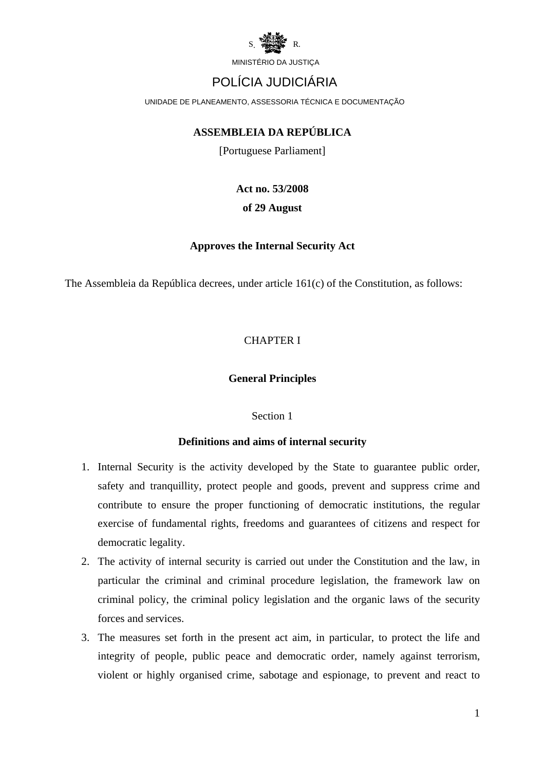S. R.

MINISTÉRIO DA JUSTIÇA

POLÍCIA JUDICIÁRIA

UNIDADE DE PLANEAMENTO, ASSESSORIA TÉCNICA E DOCUMENTAÇÃO

# ASSEMBLEIA DA REPÚBLICA

[Portuguese Parliament]

## Act no. 53/2008

## of 29 August

## Approves the Internal Security Act

The Assembleia da República decrees, under article 161(c) of the Constitution, as follows:

## CHAPTER I

## General Principles

### Section 1

### Definitions and aims of internal security

1. Internal Security is the activity developed by the State to guarantee public order, safety and tranquillity, protect people and goods, prevent and suppress crime and contribute to ensure the proper functioning of democratic institutions, the regular exercise of fundamental rights, freedoms and guarantees of citizens and respect for democratic legality.
2. The activity of internal security is carried out under the Constitution and the law, in particular the criminal and criminal procedure legislation, the framework law on criminal policy, the criminal policy legislation and the organic laws of the security forces and services.
3. The measures set forth in the present act aim, in particular, to protect the life and integrity of people, public peace and democratic order, namely against terrorism, violent or highly organised crime, sabotage and espionage, to prevent and react to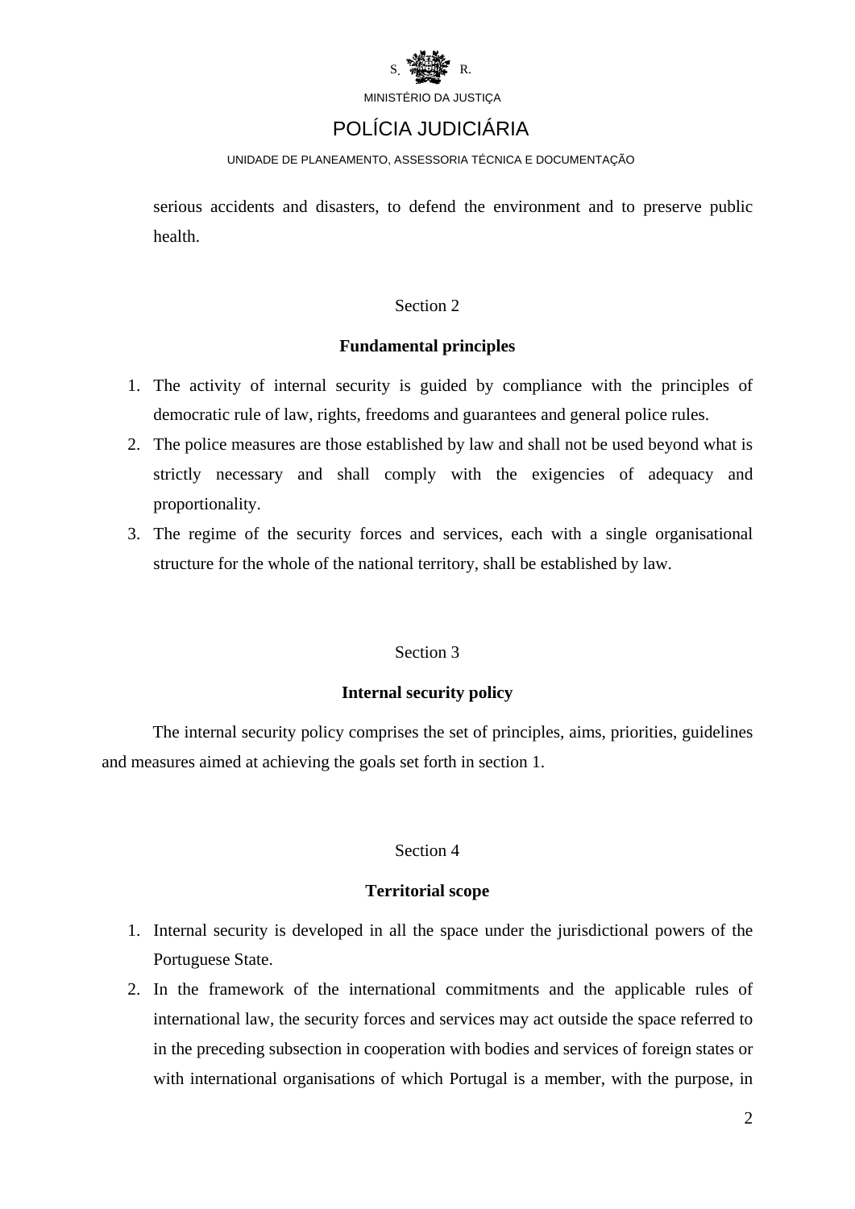serious accidents and disasters, to defend the environment and to preserve public health.

## Section 2

**Fundamental principles**

1. The activity of internal security is guided by compliance with the principles of democratic rule of law, rights, freedoms and guarantees and general police rules.
2. The police measures are those established by law and shall not be used beyond what is strictly necessary and shall comply with the exigencies of adequacy and proportionality.
3. The regime of the security forces and services, each with a single organisational structure for the whole of the national territory, shall be established by law.

## Section 3

**Internal security policy**

The internal security policy comprises the set of principles, aims, priorities, guidelines and measures aimed at achieving the goals set forth in section 1.

## Section 4

**Territorial scope**

1. Internal security is developed in all the space under the jurisdictional powers of the Portuguese State.
2. In the framework of the international commitments and the applicable rules of international law, the security forces and services may act outside the space referred to in the preceding subsection in cooperation with bodies and services of foreign states or with international organisations of which Portugal is a member, with the purpose, in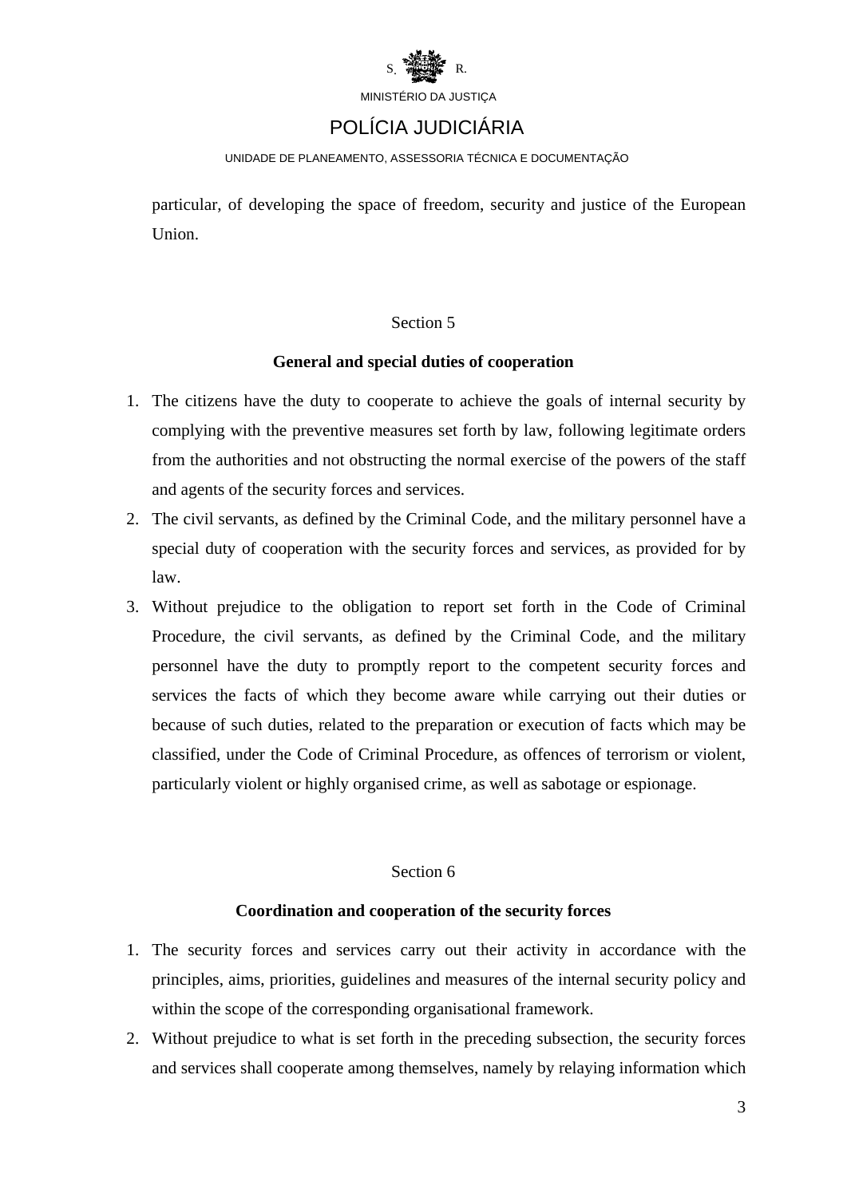particular, of developing the space of freedom, security and justice of the European Union.

Section 5

**General and special duties of cooperation**

1. The citizens have the duty to cooperate to achieve the goals of internal security by complying with the preventive measures set forth by law, following legitimate orders from the authorities and not obstructing the normal exercise of the powers of the staff and agents of the security forces and services.
2. The civil servants, as defined by the Criminal Code, and the military personnel have a special duty of cooperation with the security forces and services, as provided for by law.
3. Without prejudice to the obligation to report set forth in the Code of Criminal Procedure, the civil servants, as defined by the Criminal Code, and the military personnel have the duty to promptly report to the competent security forces and services the facts of which they become aware while carrying out their duties or because of such duties, related to the preparation or execution of facts which may be classified, under the Code of Criminal Procedure, as offences of terrorism or violent, particularly violent or highly organised crime, as well as sabotage or espionage.

Section 6

**Coordination and cooperation of the security forces**

1. The security forces and services carry out their activity in accordance with the principles, aims, priorities, guidelines and measures of the internal security policy and within the scope of the corresponding organisational framework.
2. Without prejudice to what is set forth in the preceding subsection, the security forces and services shall cooperate among themselves, namely by relaying information which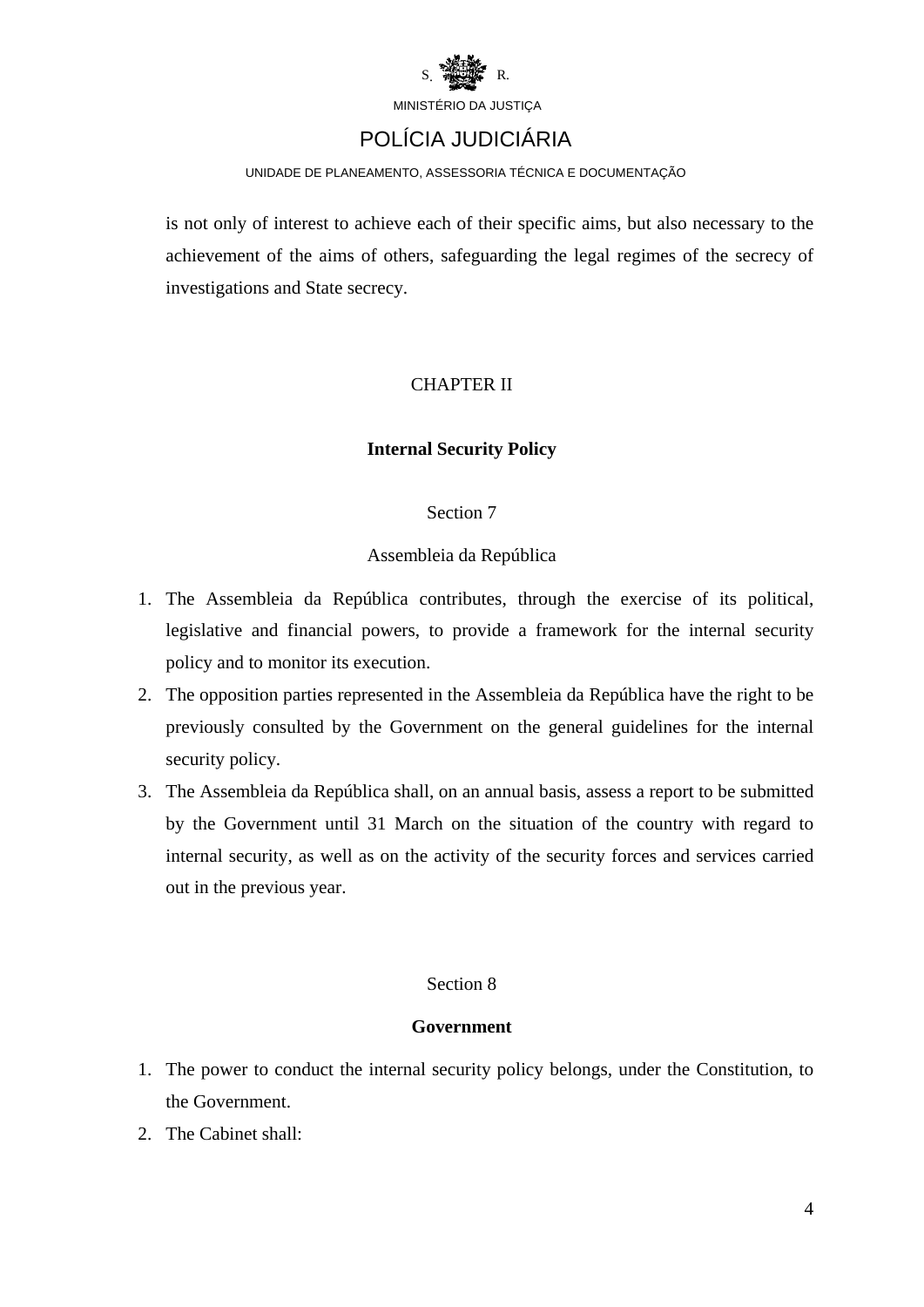is not only of interest to achieve each of their specific aims, but also necessary to the achievement of the aims of others, safeguarding the legal regimes of the secrecy of investigations and State secrecy.

## CHAPTER II

## Internal Security Policy

### Section 7

### Assembleia da República

1. The Assembleia da República contributes, through the exercise of its political, legislative and financial powers, to provide a framework for the internal security policy and to monitor its execution.
2. The opposition parties represented in the Assembleia da República have the right to be previously consulted by the Government on the general guidelines for the internal security policy.
3. The Assembleia da República shall, on an annual basis, assess a report to be submitted by the Government until 31 March on the situation of the country with regard to internal security, as well as on the activity of the security forces and services carried out in the previous year.

### Section 8

### Government

1. The power to conduct the internal security policy belongs, under the Constitution, to the Government.
2. The Cabinet shall: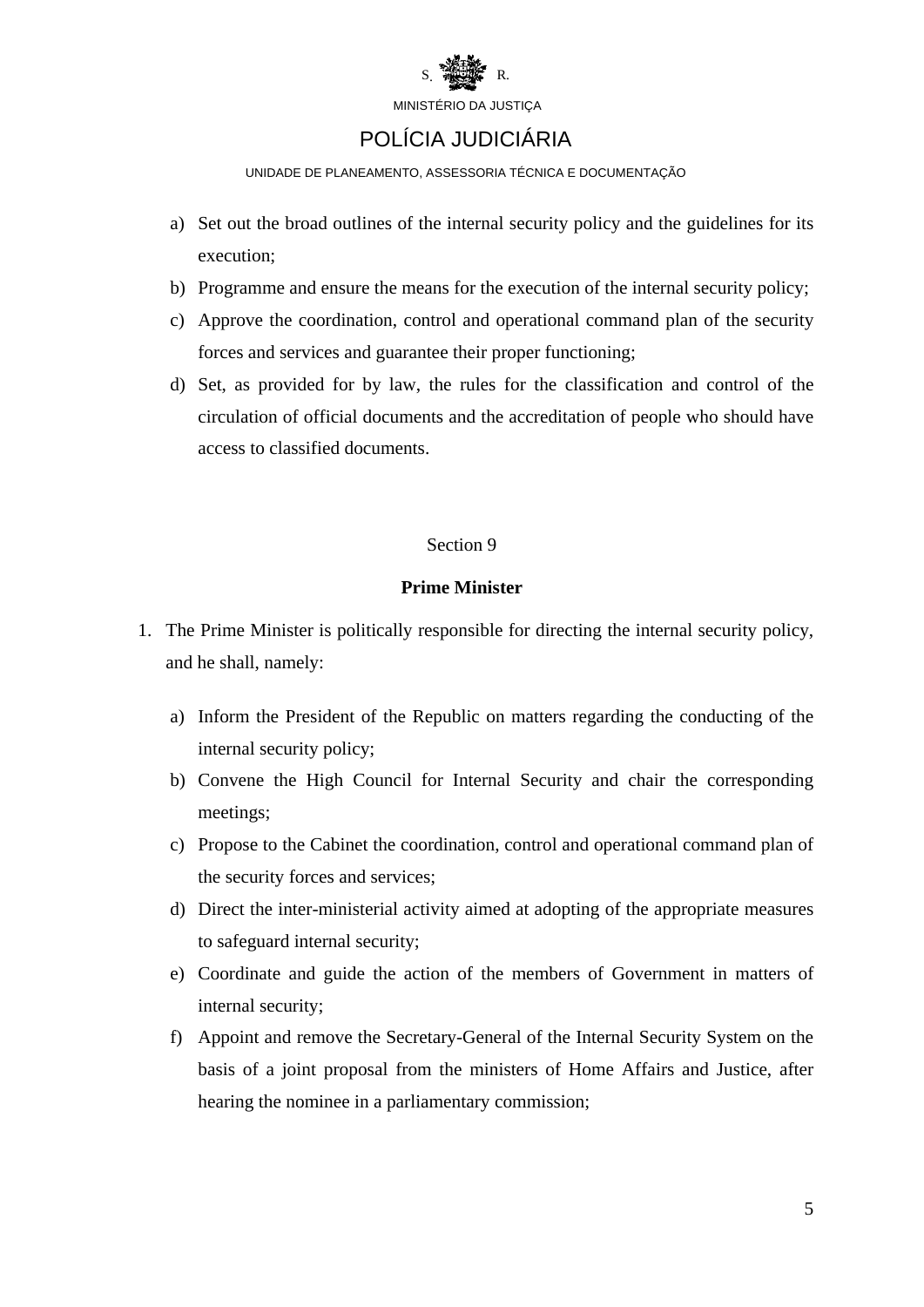a) Set out the broad outlines of the internal security policy and the guidelines for its execution;
b) Programme and ensure the means for the execution of the internal security policy;
c) Approve the coordination, control and operational command plan of the security forces and services and guarantee their proper functioning;
d) Set, as provided for by law, the rules for the classification and control of the circulation of official documents and the accreditation of people who should have access to classified documents.

Section 9

**Prime Minister**

1. The Prime Minister is politically responsible for directing the internal security policy, and he shall, namely:

    a) Inform the President of the Republic on matters regarding the conducting of the internal security policy;
    b) Convene the High Council for Internal Security and chair the corresponding meetings;
    c) Propose to the Cabinet the coordination, control and operational command plan of the security forces and services;
    d) Direct the inter-ministerial activity aimed at adopting of the appropriate measures to safeguard internal security;
    e) Coordinate and guide the action of the members of Government in matters of internal security;
    f) Appoint and remove the Secretary-General of the Internal Security System on the basis of a joint proposal from the ministers of Home Affairs and Justice, after hearing the nominee in a parliamentary commission;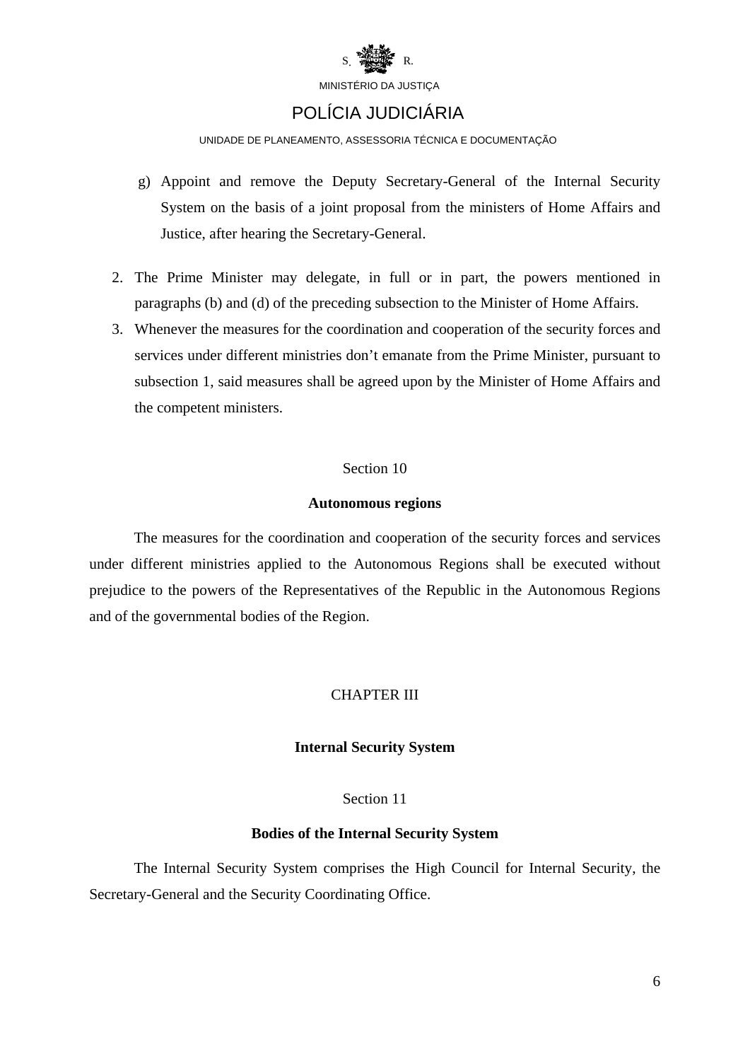g) Appoint and remove the Deputy Secretary-General of the Internal Security System on the basis of a joint proposal from the ministers of Home Affairs and Justice, after hearing the Secretary-General.

2. The Prime Minister may delegate, in full or in part, the powers mentioned in paragraphs (b) and (d) of the preceding subsection to the Minister of Home Affairs.
3. Whenever the measures for the coordination and cooperation of the security forces and services under different ministries don't emanate from the Prime Minister, pursuant to subsection 1, said measures shall be agreed upon by the Minister of Home Affairs and the competent ministers.

Section 10

**Autonomous regions**

The measures for the coordination and cooperation of the security forces and services under different ministries applied to the Autonomous Regions shall be executed without prejudice to the powers of the Representatives of the Republic in the Autonomous Regions and of the governmental bodies of the Region.

## CHAPTER III

## Internal Security System

Section 11

**Bodies of the Internal Security System**

The Internal Security System comprises the High Council for Internal Security, the Secretary-General and the Security Coordinating Office.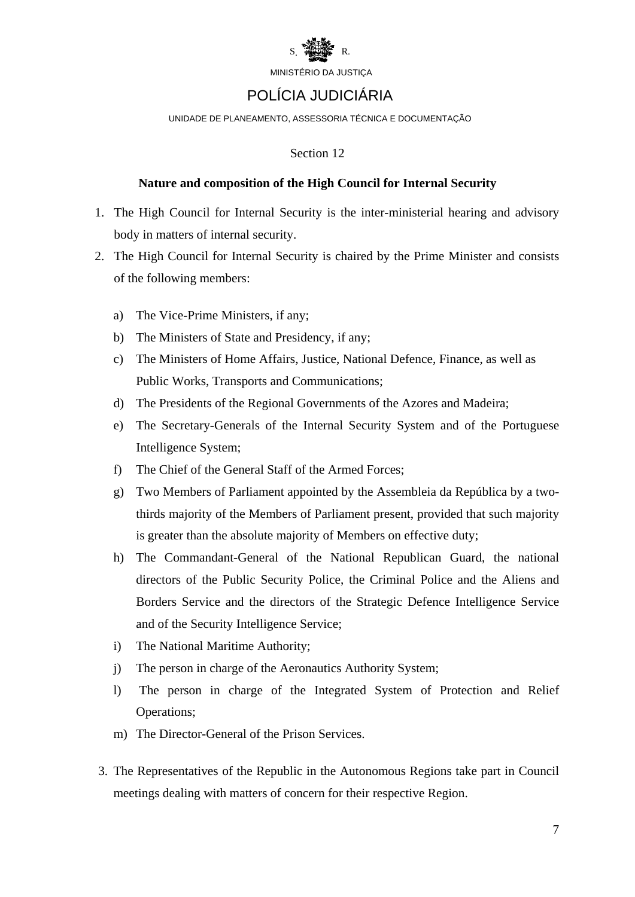Section 12

**Nature and composition of the High Council for Internal Security**

1. The High Council for Internal Security is the inter-ministerial hearing and advisory body in matters of internal security.
2. The High Council for Internal Security is chaired by the Prime Minister and consists of the following members:

   a) The Vice-Prime Ministers, if any;

   b) The Ministers of State and Presidency, if any;

   c) The Ministers of Home Affairs, Justice, National Defence, Finance, as well as Public Works, Transports and Communications;

   d) The Presidents of the Regional Governments of the Azores and Madeira;

   e) The Secretary-Generals of the Internal Security System and of the Portuguese Intelligence System;

   f) The Chief of the General Staff of the Armed Forces;

   g) Two Members of Parliament appointed by the Assembleia da República by a two-thirds majority of the Members of Parliament present, provided that such majority is greater than the absolute majority of Members on effective duty;

   h) The Commandant-General of the National Republican Guard, the national directors of the Public Security Police, the Criminal Police and the Aliens and Borders Service and the directors of the Strategic Defence Intelligence Service and of the Security Intelligence Service;

   i) The National Maritime Authority;

   j) The person in charge of the Aeronautics Authority System;

   l) The person in charge of the Integrated System of Protection and Relief Operations;

   m) The Director-General of the Prison Services.

3. The Representatives of the Republic in the Autonomous Regions take part in Council meetings dealing with matters of concern for their respective Region.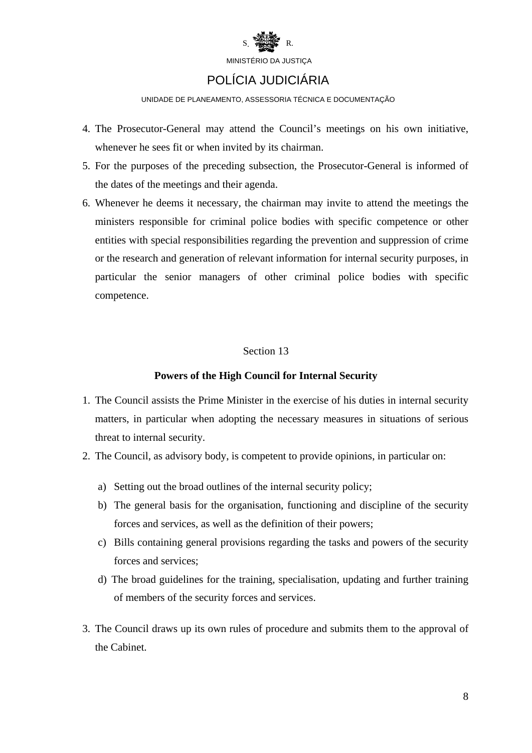4. The Prosecutor-General may attend the Council's meetings on his own initiative, whenever he sees fit or when invited by its chairman.
5. For the purposes of the preceding subsection, the Prosecutor-General is informed of the dates of the meetings and their agenda.
6. Whenever he deems it necessary, the chairman may invite to attend the meetings the ministers responsible for criminal police bodies with specific competence or other entities with special responsibilities regarding the prevention and suppression of crime or the research and generation of relevant information for internal security purposes, in particular the senior managers of other criminal police bodies with specific competence.

Section 13

**Powers of the High Council for Internal Security**

1. The Council assists the Prime Minister in the exercise of his duties in internal security matters, in particular when adopting the necessary measures in situations of serious threat to internal security.
2. The Council, as advisory body, is competent to provide opinions, in particular on:

   a) Setting out the broad outlines of the internal security policy;
   b) The general basis for the organisation, functioning and discipline of the security forces and services, as well as the definition of their powers;
   c) Bills containing general provisions regarding the tasks and powers of the security forces and services;
   d) The broad guidelines for the training, specialisation, updating and further training of members of the security forces and services.

3. The Council draws up its own rules of procedure and submits them to the approval of the Cabinet.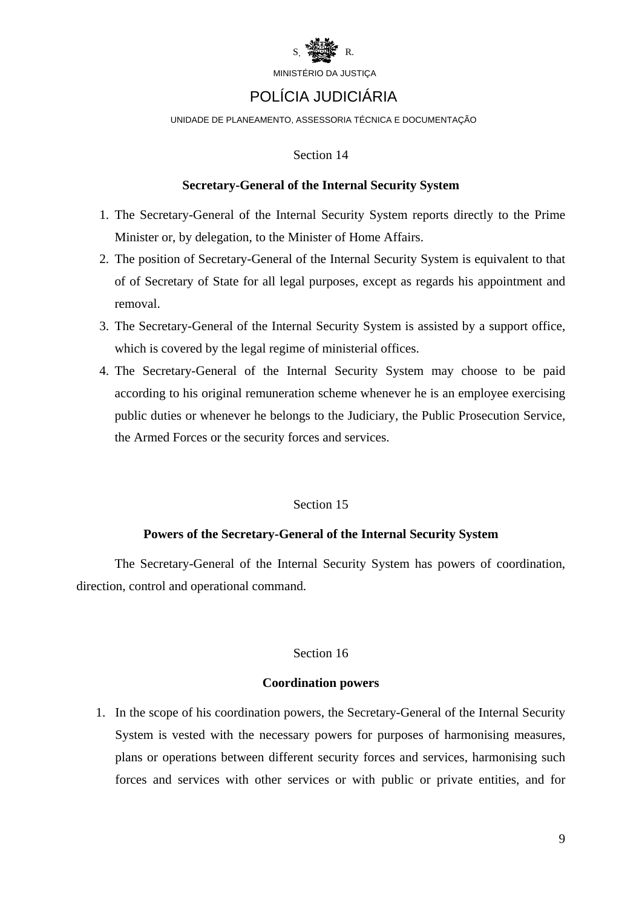## Section 14

### Secretary-General of the Internal Security System

1. The Secretary-General of the Internal Security System reports directly to the Prime Minister or, by delegation, to the Minister of Home Affairs.
2. The position of Secretary-General of the Internal Security System is equivalent to that of of Secretary of State for all legal purposes, except as regards his appointment and removal.
3. The Secretary-General of the Internal Security System is assisted by a support office, which is covered by the legal regime of ministerial offices.
4. The Secretary-General of the Internal Security System may choose to be paid according to his original remuneration scheme whenever he is an employee exercising public duties or whenever he belongs to the Judiciary, the Public Prosecution Service, the Armed Forces or the security forces and services.

## Section 15

### Powers of the Secretary-General of the Internal Security System

The Secretary-General of the Internal Security System has powers of coordination, direction, control and operational command.

## Section 16

### Coordination powers

1. In the scope of his coordination powers, the Secretary-General of the Internal Security System is vested with the necessary powers for purposes of harmonising measures, plans or operations between different security forces and services, harmonising such forces and services with other services or with public or private entities, and for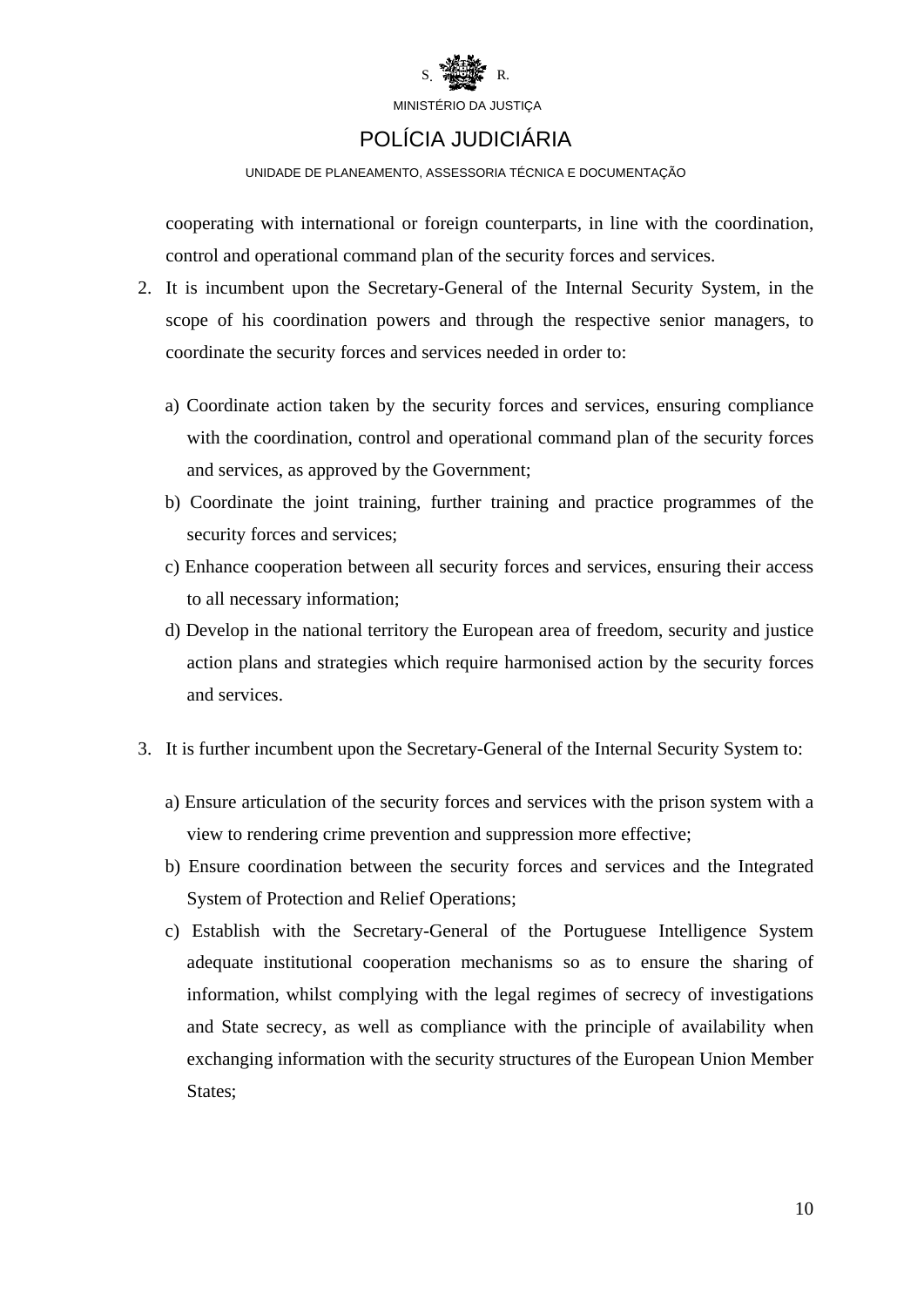cooperating with international or foreign counterparts, in line with the coordination, control and operational command plan of the security forces and services.

2. It is incumbent upon the Secretary-General of the Internal Security System, in the scope of his coordination powers and through the respective senior managers, to coordinate the security forces and services needed in order to:

   a) Coordinate action taken by the security forces and services, ensuring compliance with the coordination, control and operational command plan of the security forces and services, as approved by the Government;
   b) Coordinate the joint training, further training and practice programmes of the security forces and services;
   c) Enhance cooperation between all security forces and services, ensuring their access to all necessary information;
   d) Develop in the national territory the European area of freedom, security and justice action plans and strategies which require harmonised action by the security forces and services.

3. It is further incumbent upon the Secretary-General of the Internal Security System to:

   a) Ensure articulation of the security forces and services with the prison system with a view to rendering crime prevention and suppression more effective;
   b) Ensure coordination between the security forces and services and the Integrated System of Protection and Relief Operations;
   c) Establish with the Secretary-General of the Portuguese Intelligence System adequate institutional cooperation mechanisms so as to ensure the sharing of information, whilst complying with the legal regimes of secrecy of investigations and State secrecy, as well as compliance with the principle of availability when exchanging information with the security structures of the European Union Member States;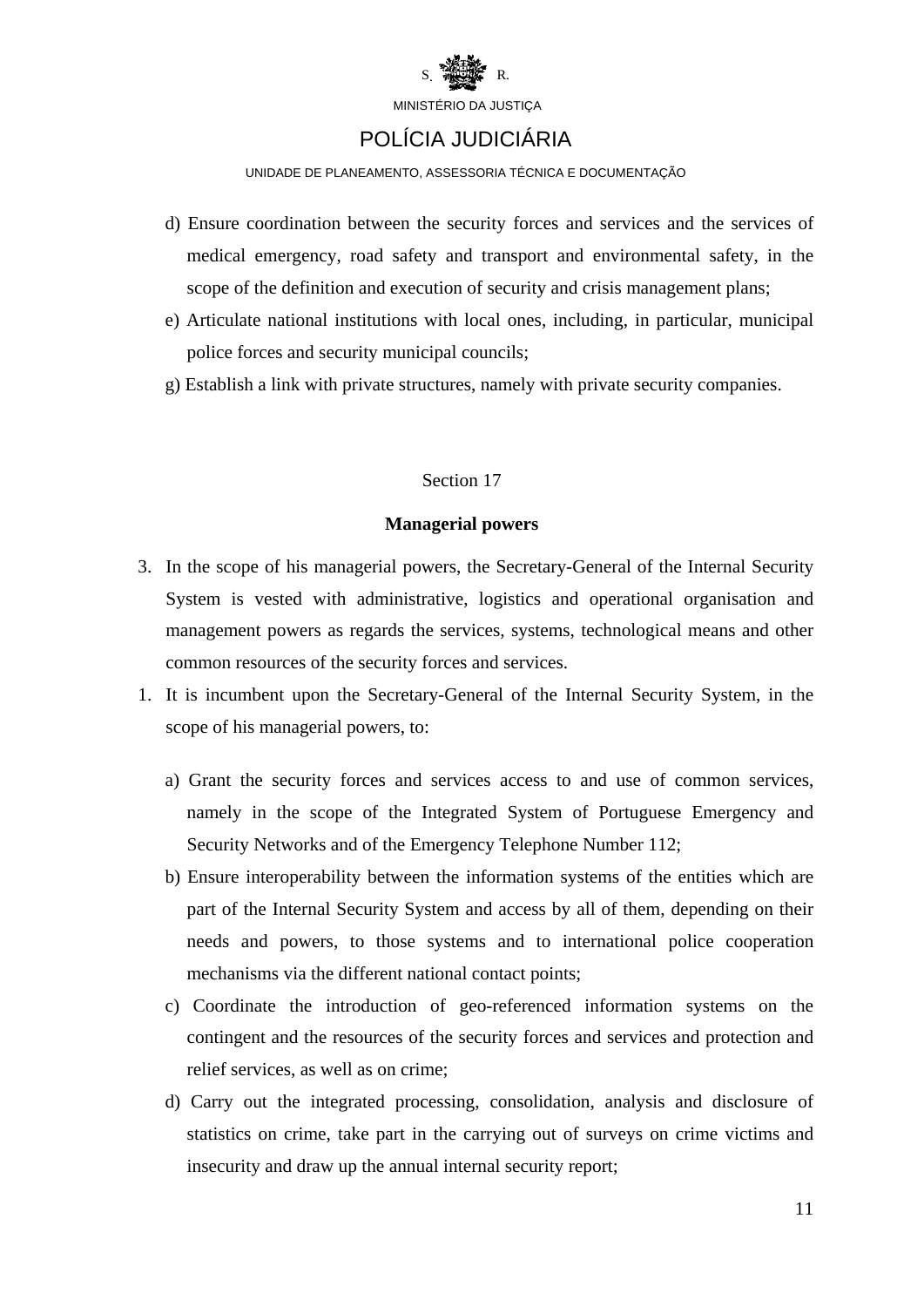d) Ensure coordination between the security forces and services and the services of medical emergency, road safety and transport and environmental safety, in the scope of the definition and execution of security and crisis management plans;

e) Articulate national institutions with local ones, including, in particular, municipal police forces and security municipal councils;

g) Establish a link with private structures, namely with private security companies.

Section 17

**Managerial powers**

3. In the scope of his managerial powers, the Secretary-General of the Internal Security System is vested with administrative, logistics and operational organisation and management powers as regards the services, systems, technological means and other common resources of the security forces and services.

1. It is incumbent upon the Secretary-General of the Internal Security System, in the scope of his managerial powers, to:

   a) Grant the security forces and services access to and use of common services, namely in the scope of the Integrated System of Portuguese Emergency and Security Networks and of the Emergency Telephone Number 112;

   b) Ensure interoperability between the information systems of the entities which are part of the Internal Security System and access by all of them, depending on their needs and powers, to those systems and to international police cooperation mechanisms via the different national contact points;

   c) Coordinate the introduction of geo-referenced information systems on the contingent and the resources of the security forces and services and protection and relief services, as well as on crime;

   d) Carry out the integrated processing, consolidation, analysis and disclosure of statistics on crime, take part in the carrying out of surveys on crime victims and insecurity and draw up the annual internal security report;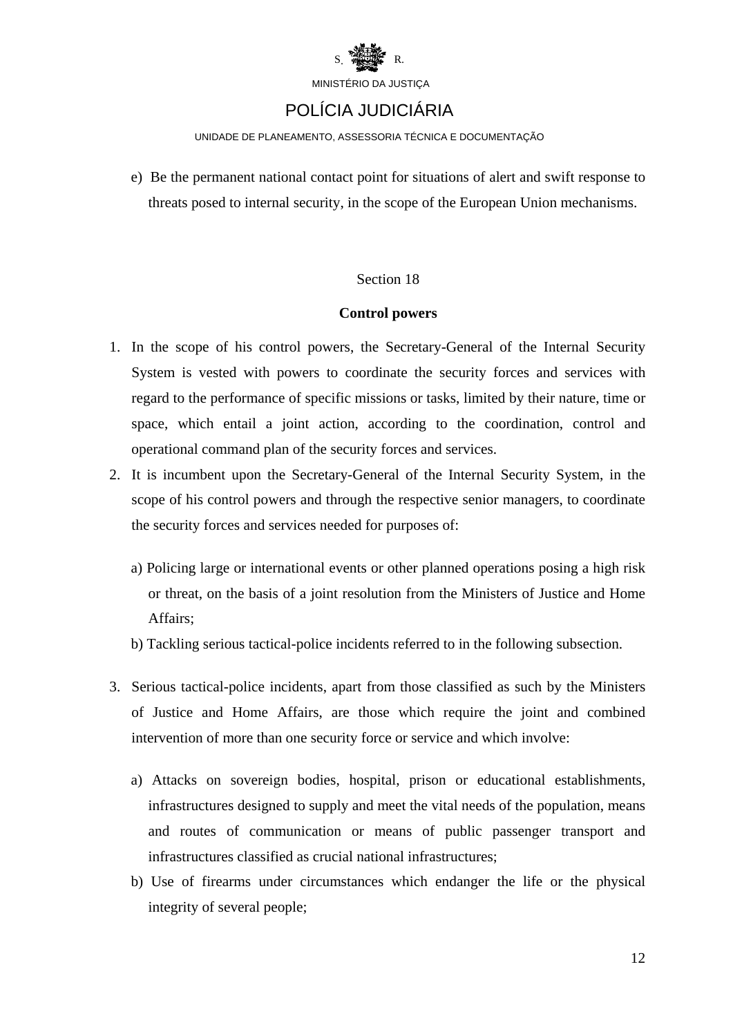e) Be the permanent national contact point for situations of alert and swift response to threats posed to internal security, in the scope of the European Union mechanisms.

Section 18

**Control powers**

1. In the scope of his control powers, the Secretary-General of the Internal Security System is vested with powers to coordinate the security forces and services with regard to the performance of specific missions or tasks, limited by their nature, time or space, which entail a joint action, according to the coordination, control and operational command plan of the security forces and services.
2. It is incumbent upon the Secretary-General of the Internal Security System, in the scope of his control powers and through the respective senior managers, to coordinate the security forces and services needed for purposes of:

   a) Policing large or international events or other planned operations posing a high risk or threat, on the basis of a joint resolution from the Ministers of Justice and Home Affairs;

   b) Tackling serious tactical-police incidents referred to in the following subsection.

3. Serious tactical-police incidents, apart from those classified as such by the Ministers of Justice and Home Affairs, are those which require the joint and combined intervention of more than one security force or service and which involve:

   a) Attacks on sovereign bodies, hospital, prison or educational establishments, infrastructures designed to supply and meet the vital needs of the population, means and routes of communication or means of public passenger transport and infrastructures classified as crucial national infrastructures;

   b) Use of firearms under circumstances which endanger the life or the physical integrity of several people;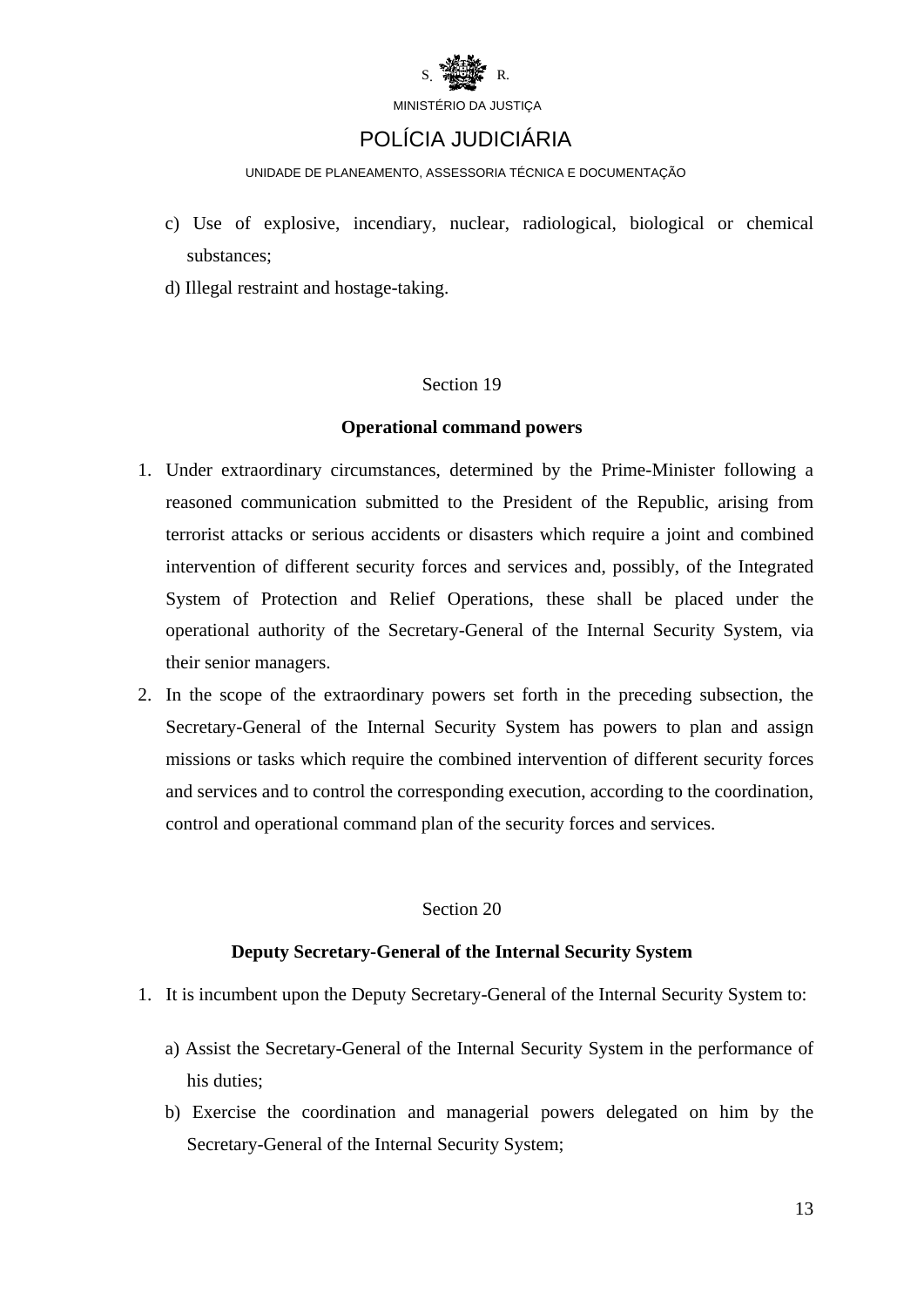c) Use of explosive, incendiary, nuclear, radiological, biological or chemical substances;

d) Illegal restraint and hostage-taking.

Section 19

**Operational command powers**

1. Under extraordinary circumstances, determined by the Prime-Minister following a reasoned communication submitted to the President of the Republic, arising from terrorist attacks or serious accidents or disasters which require a joint and combined intervention of different security forces and services and, possibly, of the Integrated System of Protection and Relief Operations, these shall be placed under the operational authority of the Secretary-General of the Internal Security System, via their senior managers.
2. In the scope of the extraordinary powers set forth in the preceding subsection, the Secretary-General of the Internal Security System has powers to plan and assign missions or tasks which require the combined intervention of different security forces and services and to control the corresponding execution, according to the coordination, control and operational command plan of the security forces and services.

Section 20

**Deputy Secretary-General of the Internal Security System**

1. It is incumbent upon the Deputy Secretary-General of the Internal Security System to:

a) Assist the Secretary-General of the Internal Security System in the performance of his duties;

b) Exercise the coordination and managerial powers delegated on him by the Secretary-General of the Internal Security System;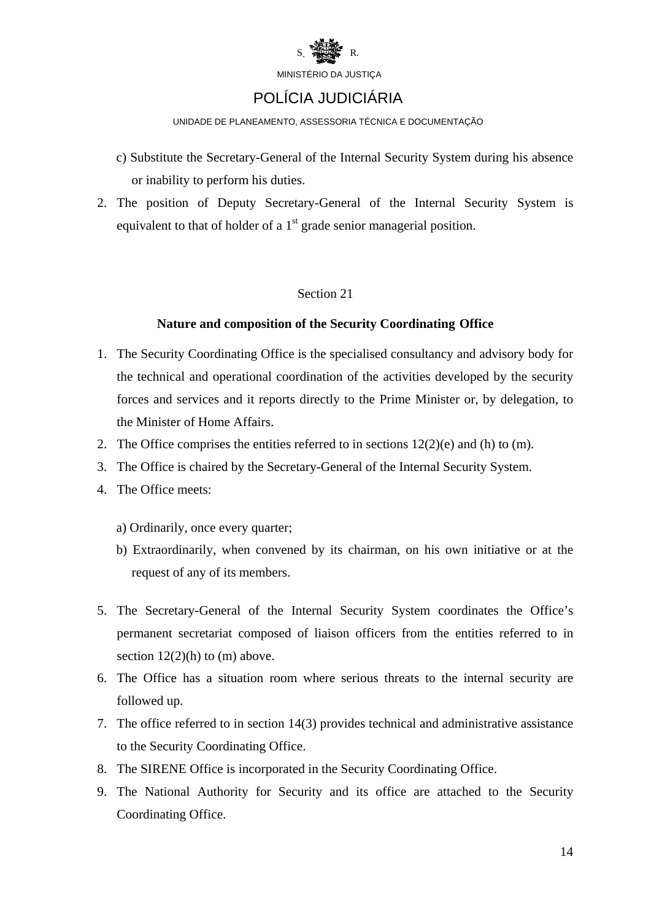c) Substitute the Secretary-General of the Internal Security System during his absence or inability to perform his duties.

2. The position of Deputy Secretary-General of the Internal Security System is equivalent to that of holder of a 1st grade senior managerial position.

Section 21

**Nature and composition of the Security Coordinating Office**

1. The Security Coordinating Office is the specialised consultancy and advisory body for the technical and operational coordination of the activities developed by the security forces and services and it reports directly to the Prime Minister or, by delegation, to the Minister of Home Affairs.
2. The Office comprises the entities referred to in sections 12(2)(e) and (h) to (m).
3. The Office is chaired by the Secretary-General of the Internal Security System.
4. The Office meets:

   a) Ordinarily, once every quarter;

   b) Extraordinarily, when convened by its chairman, on his own initiative or at the request of any of its members.

5. The Secretary-General of the Internal Security System coordinates the Office's permanent secretariat composed of liaison officers from the entities referred to in section 12(2)(h) to (m) above.
6. The Office has a situation room where serious threats to the internal security are followed up.
7. The office referred to in section 14(3) provides technical and administrative assistance to the Security Coordinating Office.
8. The SIRENE Office is incorporated in the Security Coordinating Office.
9. The National Authority for Security and its office are attached to the Security Coordinating Office.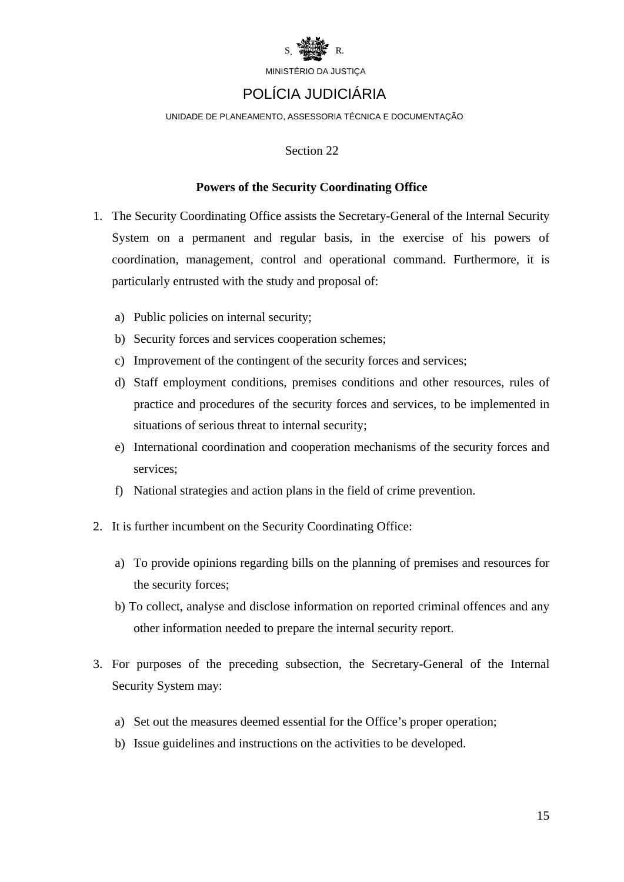Section 22

**Powers of the Security Coordinating Office**

1. The Security Coordinating Office assists the Secretary-General of the Internal Security System on a permanent and regular basis, in the exercise of his powers of coordination, management, control and operational command. Furthermore, it is particularly entrusted with the study and proposal of:

   a) Public policies on internal security;
   b) Security forces and services cooperation schemes;
   c) Improvement of the contingent of the security forces and services;
   d) Staff employment conditions, premises conditions and other resources, rules of practice and procedures of the security forces and services, to be implemented in situations of serious threat to internal security;
   e) International coordination and cooperation mechanisms of the security forces and services;
   f) National strategies and action plans in the field of crime prevention.

2. It is further incumbent on the Security Coordinating Office:

   a) To provide opinions regarding bills on the planning of premises and resources for the security forces;
   b) To collect, analyse and disclose information on reported criminal offences and any other information needed to prepare the internal security report.

3. For purposes of the preceding subsection, the Secretary-General of the Internal Security System may:

   a) Set out the measures deemed essential for the Office's proper operation;
   b) Issue guidelines and instructions on the activities to be developed.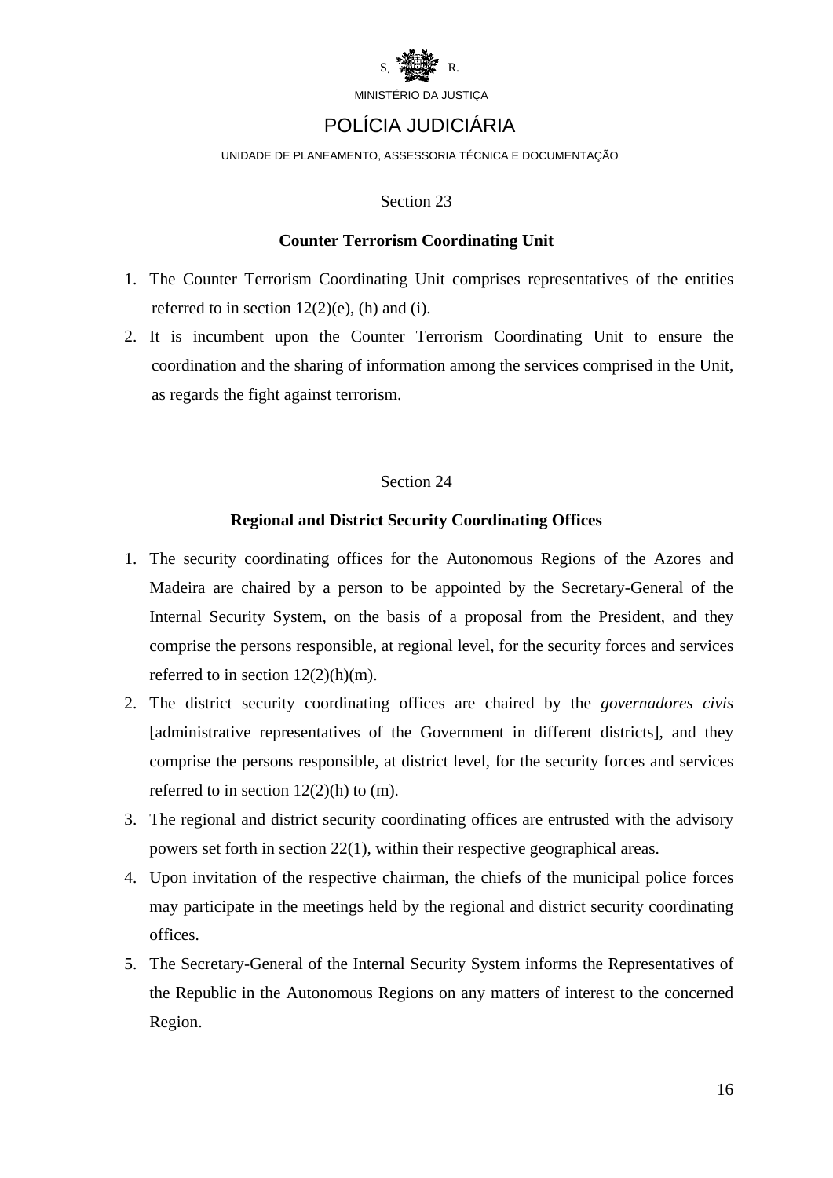## Section 23

### Counter Terrorism Coordinating Unit

1. The Counter Terrorism Coordinating Unit comprises representatives of the entities referred to in section 12(2)(e), (h) and (i).
2. It is incumbent upon the Counter Terrorism Coordinating Unit to ensure the coordination and the sharing of information among the services comprised in the Unit, as regards the fight against terrorism.

## Section 24

### Regional and District Security Coordinating Offices

1. The security coordinating offices for the Autonomous Regions of the Azores and Madeira are chaired by a person to be appointed by the Secretary-General of the Internal Security System, on the basis of a proposal from the President, and they comprise the persons responsible, at regional level, for the security forces and services referred to in section 12(2)(h)(m).
2. The district security coordinating offices are chaired by the *governadores civis* [administrative representatives of the Government in different districts], and they comprise the persons responsible, at district level, for the security forces and services referred to in section 12(2)(h) to (m).
3. The regional and district security coordinating offices are entrusted with the advisory powers set forth in section 22(1), within their respective geographical areas.
4. Upon invitation of the respective chairman, the chiefs of the municipal police forces may participate in the meetings held by the regional and district security coordinating offices.
5. The Secretary-General of the Internal Security System informs the Representatives of the Republic in the Autonomous Regions on any matters of interest to the concerned Region.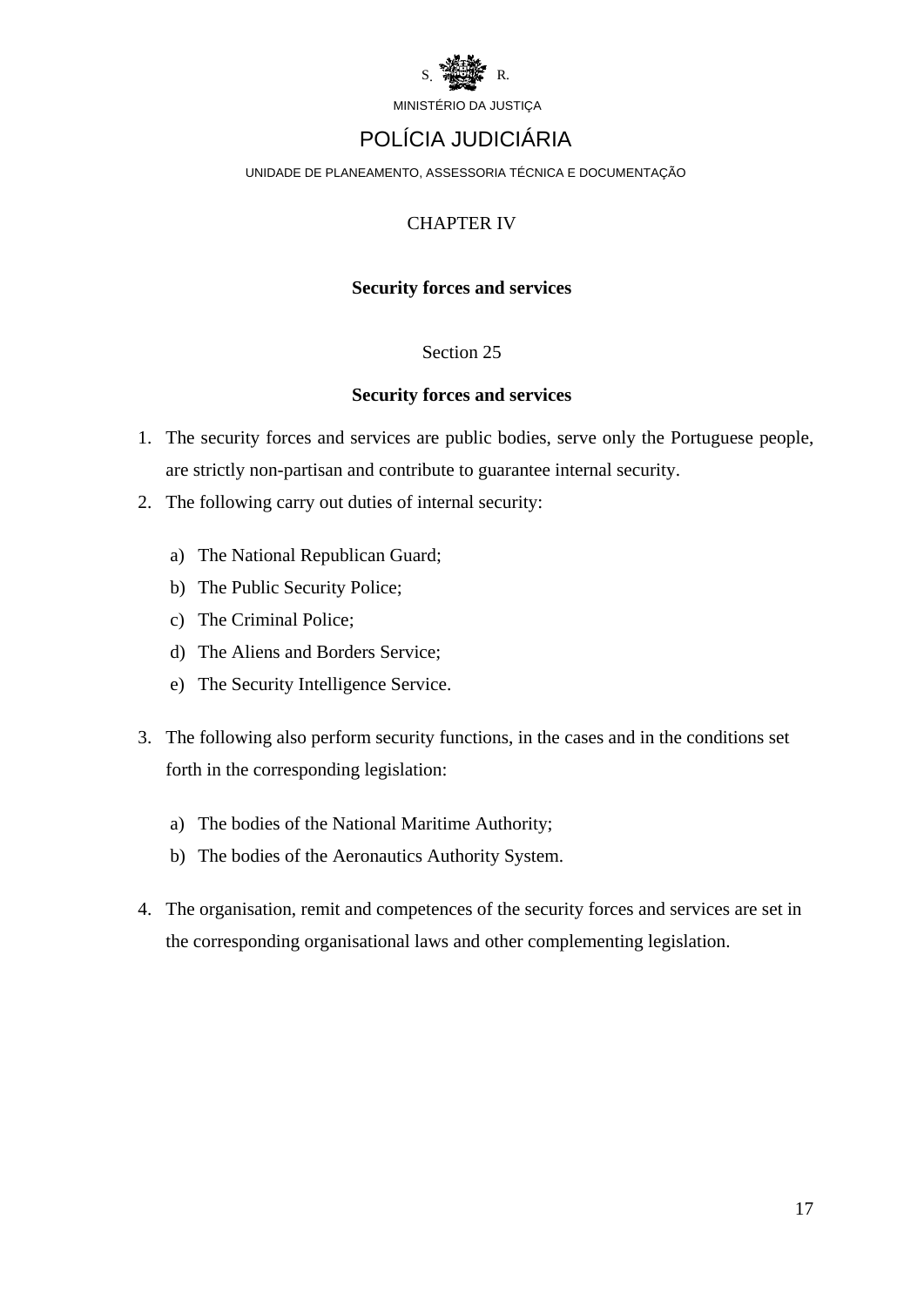## CHAPTER IV

## Security forces and services

### Section 25

### Security forces and services

1. The security forces and services are public bodies, serve only the Portuguese people, are strictly non-partisan and contribute to guarantee internal security.
2. The following carry out duties of internal security:

    a) The National Republican Guard;
    b) The Public Security Police;
    c) The Criminal Police;
    d) The Aliens and Borders Service;
    e) The Security Intelligence Service.

3. The following also perform security functions, in the cases and in the conditions set forth in the corresponding legislation:

    a) The bodies of the National Maritime Authority;
    b) The bodies of the Aeronautics Authority System.

4. The organisation, remit and competences of the security forces and services are set in the corresponding organisational laws and other complementing legislation.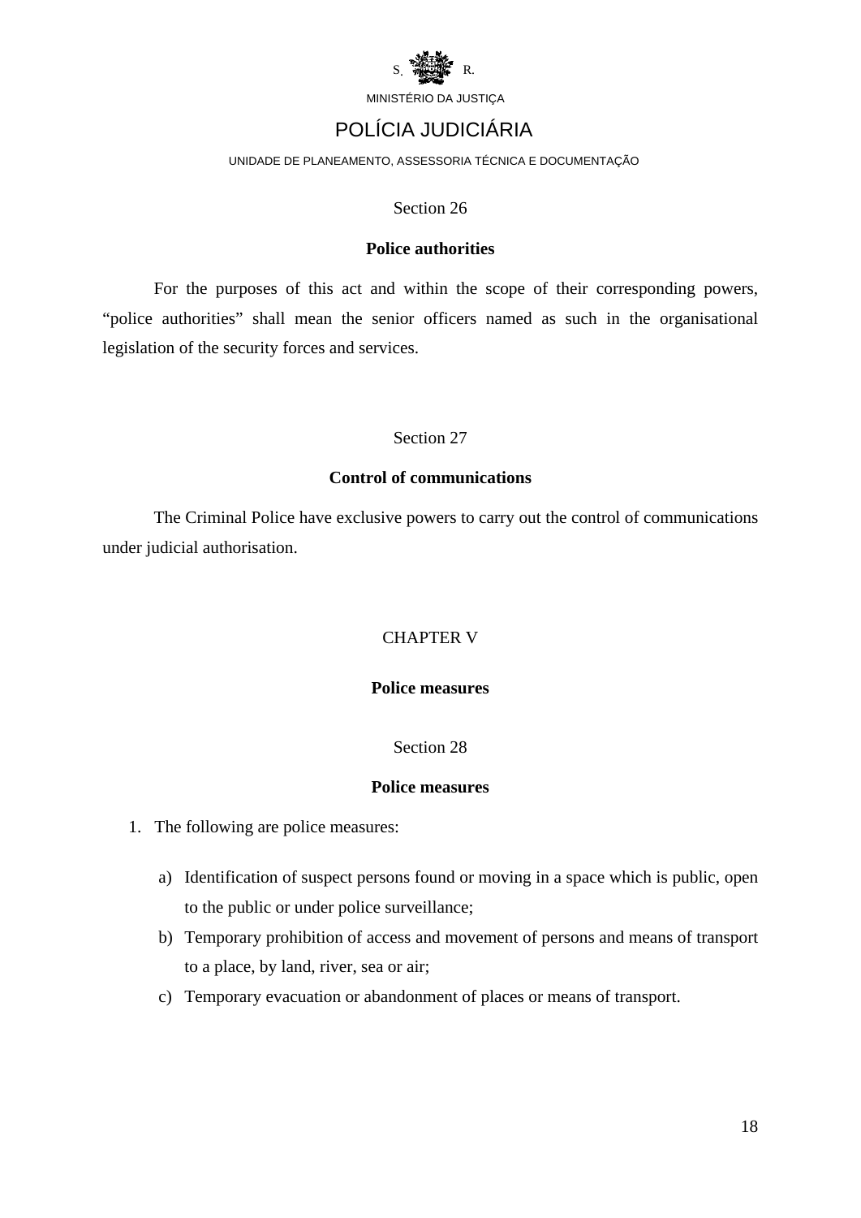Section 26

**Police authorities**

For the purposes of this act and within the scope of their corresponding powers, “police authorities” shall mean the senior officers named as such in the organisational legislation of the security forces and services.

Section 27

**Control of communications**

The Criminal Police have exclusive powers to carry out the control of communications under judicial authorisation.

CHAPTER V

**Police measures**

Section 28

**Police measures**

1. The following are police measures:

   a) Identification of suspect persons found or moving in a space which is public, open to the public or under police surveillance;
   b) Temporary prohibition of access and movement of persons and means of transport to a place, by land, river, sea or air;
   c) Temporary evacuation or abandonment of places or means of transport.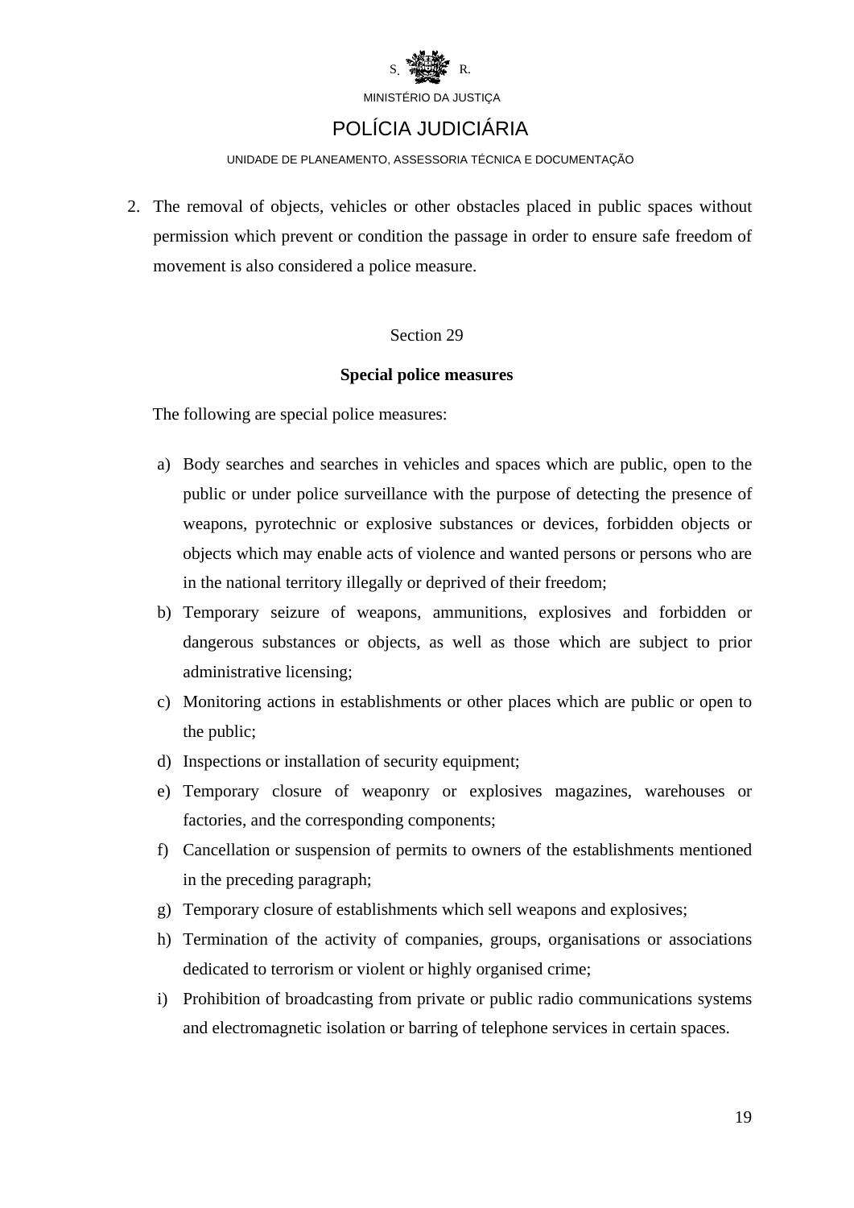2. The removal of objects, vehicles or other obstacles placed in public spaces without permission which prevent or condition the passage in order to ensure safe freedom of movement is also considered a police measure.

Section 29

**Special police measures**

The following are special police measures:

a) Body searches and searches in vehicles and spaces which are public, open to the public or under police surveillance with the purpose of detecting the presence of weapons, pyrotechnic or explosive substances or devices, forbidden objects or objects which may enable acts of violence and wanted persons or persons who are in the national territory illegally or deprived of their freedom;
b) Temporary seizure of weapons, ammunitions, explosives and forbidden or dangerous substances or objects, as well as those which are subject to prior administrative licensing;
c) Monitoring actions in establishments or other places which are public or open to the public;
d) Inspections or installation of security equipment;
e) Temporary closure of weaponry or explosives magazines, warehouses or factories, and the corresponding components;
f) Cancellation or suspension of permits to owners of the establishments mentioned in the preceding paragraph;
g) Temporary closure of establishments which sell weapons and explosives;
h) Termination of the activity of companies, groups, organisations or associations dedicated to terrorism or violent or highly organised crime;
i) Prohibition of broadcasting from private or public radio communications systems and electromagnetic isolation or barring of telephone services in certain spaces.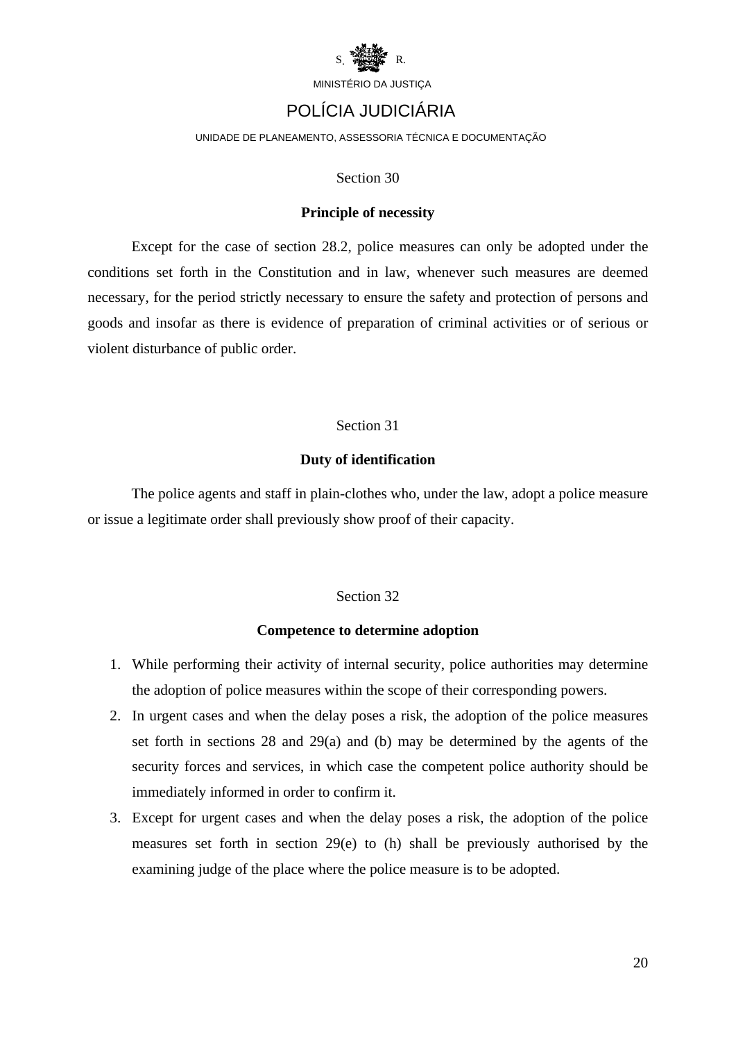Section 30

**Principle of necessity**

Except for the case of section 28.2, police measures can only be adopted under the conditions set forth in the Constitution and in law, whenever such measures are deemed necessary, for the period strictly necessary to ensure the safety and protection of persons and goods and insofar as there is evidence of preparation of criminal activities or of serious or violent disturbance of public order.

Section 31

**Duty of identification**

The police agents and staff in plain-clothes who, under the law, adopt a police measure or issue a legitimate order shall previously show proof of their capacity.

Section 32

**Competence to determine adoption**

1. While performing their activity of internal security, police authorities may determine the adoption of police measures within the scope of their corresponding powers.
2. In urgent cases and when the delay poses a risk, the adoption of the police measures set forth in sections 28 and 29(a) and (b) may be determined by the agents of the security forces and services, in which case the competent police authority should be immediately informed in order to confirm it.
3. Except for urgent cases and when the delay poses a risk, the adoption of the police measures set forth in section 29(e) to (h) shall be previously authorised by the examining judge of the place where the police measure is to be adopted.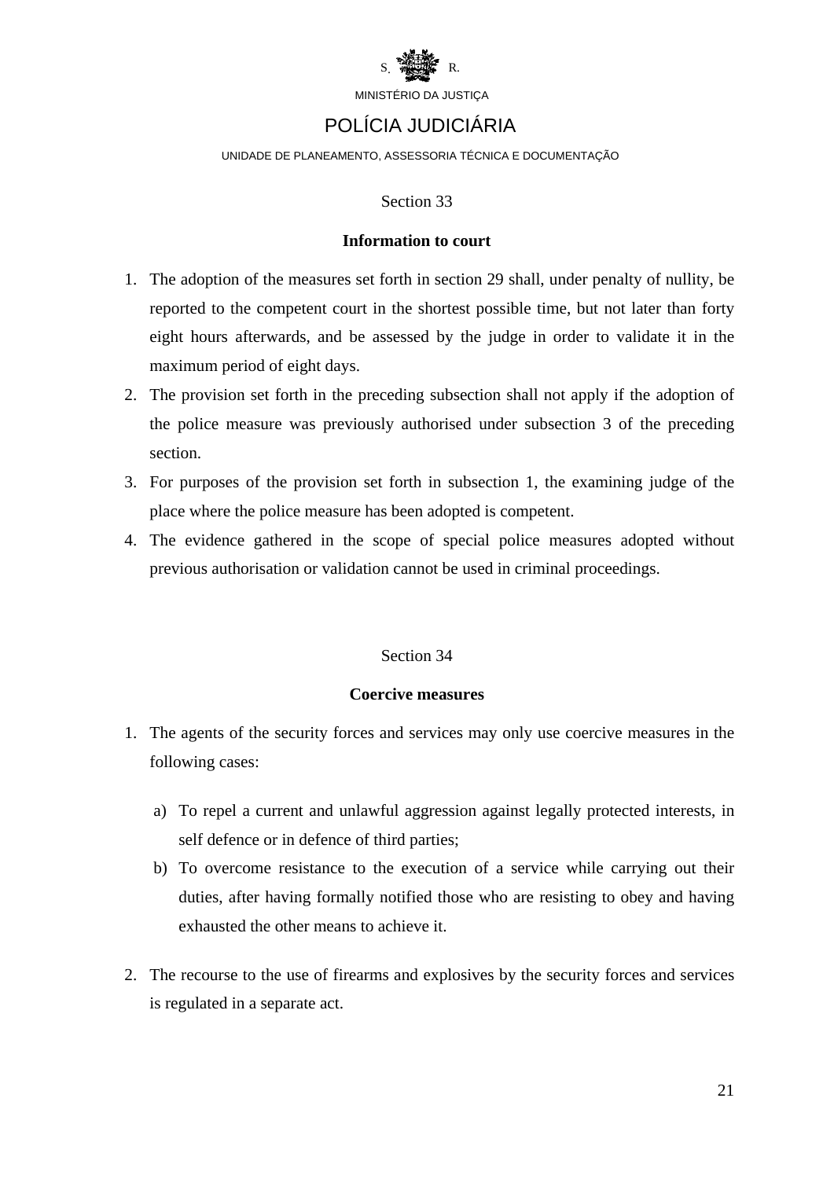## Section 33

### Information to court

1. The adoption of the measures set forth in section 29 shall, under penalty of nullity, be reported to the competent court in the shortest possible time, but not later than forty eight hours afterwards, and be assessed by the judge in order to validate it in the maximum period of eight days.
2. The provision set forth in the preceding subsection shall not apply if the adoption of the police measure was previously authorised under subsection 3 of the preceding section.
3. For purposes of the provision set forth in subsection 1, the examining judge of the place where the police measure has been adopted is competent.
4. The evidence gathered in the scope of special police measures adopted without previous authorisation or validation cannot be used in criminal proceedings.

## Section 34

### Coercive measures

1. The agents of the security forces and services may only use coercive measures in the following cases:

   a) To repel a current and unlawful aggression against legally protected interests, in self defence or in defence of third parties;

   b) To overcome resistance to the execution of a service while carrying out their duties, after having formally notified those who are resisting to obey and having exhausted the other means to achieve it.

2. The recourse to the use of firearms and explosives by the security forces and services is regulated in a separate act.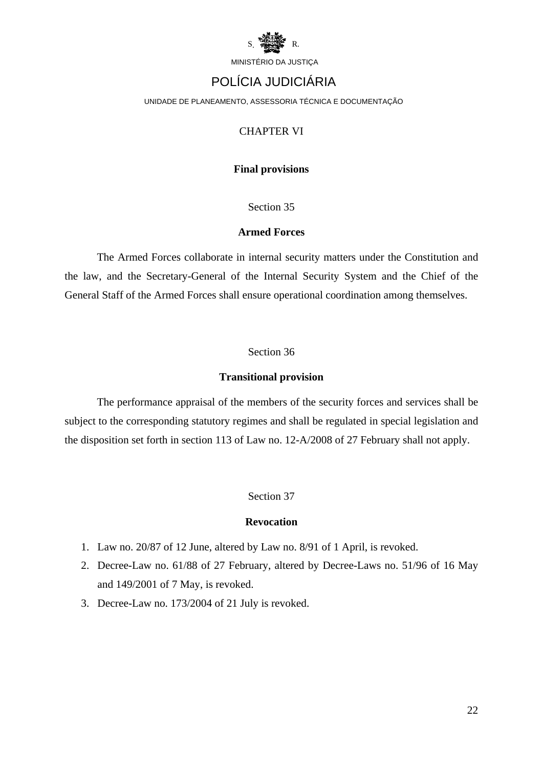## CHAPTER VI

### Final provisions

#### Section 35

**Armed Forces**

The Armed Forces collaborate in internal security matters under the Constitution and the law, and the Secretary-General of the Internal Security System and the Chief of the General Staff of the Armed Forces shall ensure operational coordination among themselves.

#### Section 36

**Transitional provision**

The performance appraisal of the members of the security forces and services shall be subject to the corresponding statutory regimes and shall be regulated in special legislation and the disposition set forth in section 113 of Law no. 12-A/2008 of 27 February shall not apply.

#### Section 37

**Revocation**

1. Law no. 20/87 of 12 June, altered by Law no. 8/91 of 1 April, is revoked.
2. Decree-Law no. 61/88 of 27 February, altered by Decree-Laws no. 51/96 of 16 May and 149/2001 of 7 May, is revoked.
3. Decree-Law no. 173/2004 of 21 July is revoked.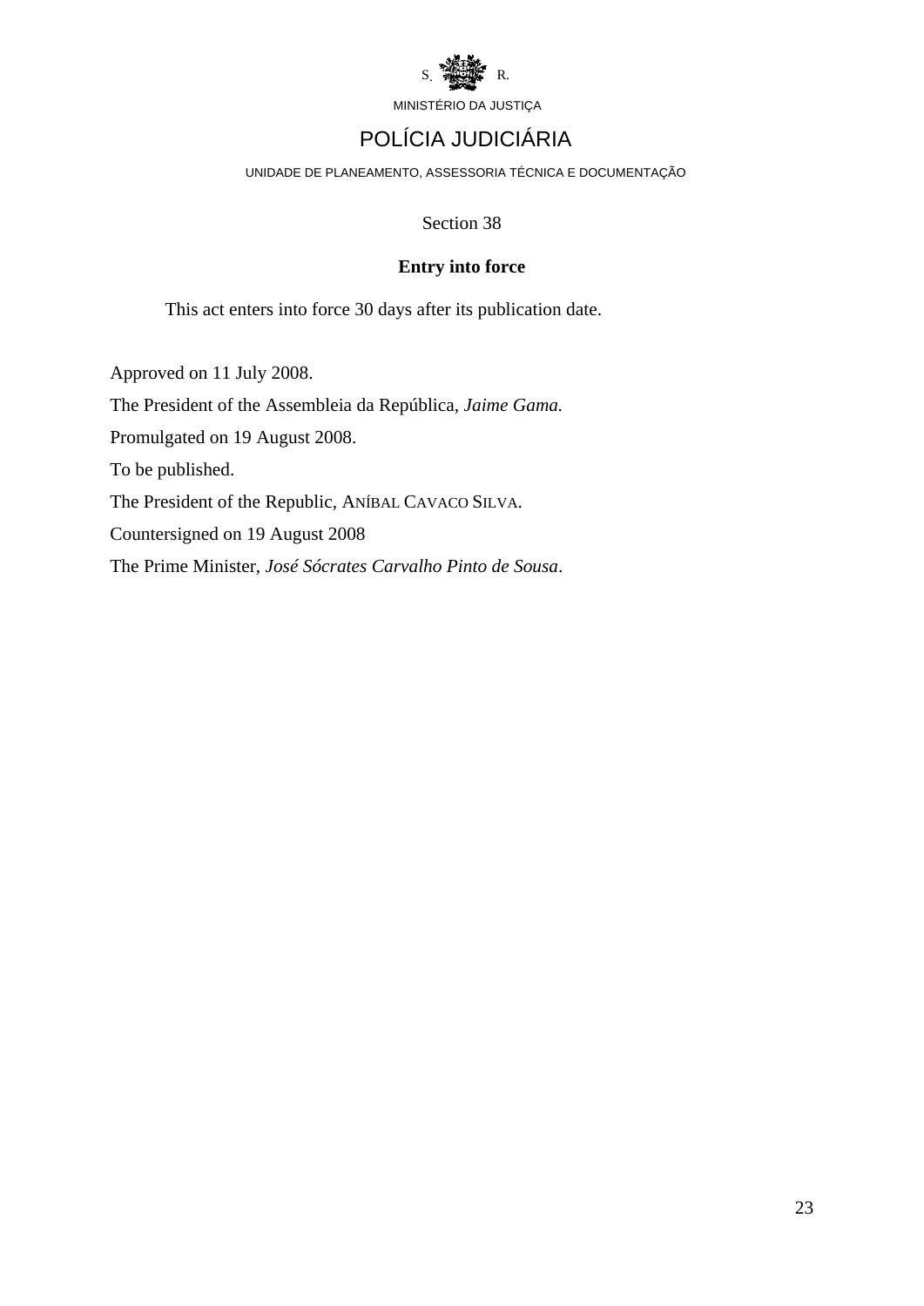Section 38

**Entry into force**

This act enters into force 30 days after its publication date.

Approved on 11 July 2008.

The President of the Assembleia da República, *Jaime Gama.*

Promulgated on 19 August 2008.

To be published.

The President of the Republic, ANÍBAL CAVACO SILVA.

Countersigned on 19 August 2008

The Prime Minister, *José Sócrates Carvalho Pinto de Sousa*.